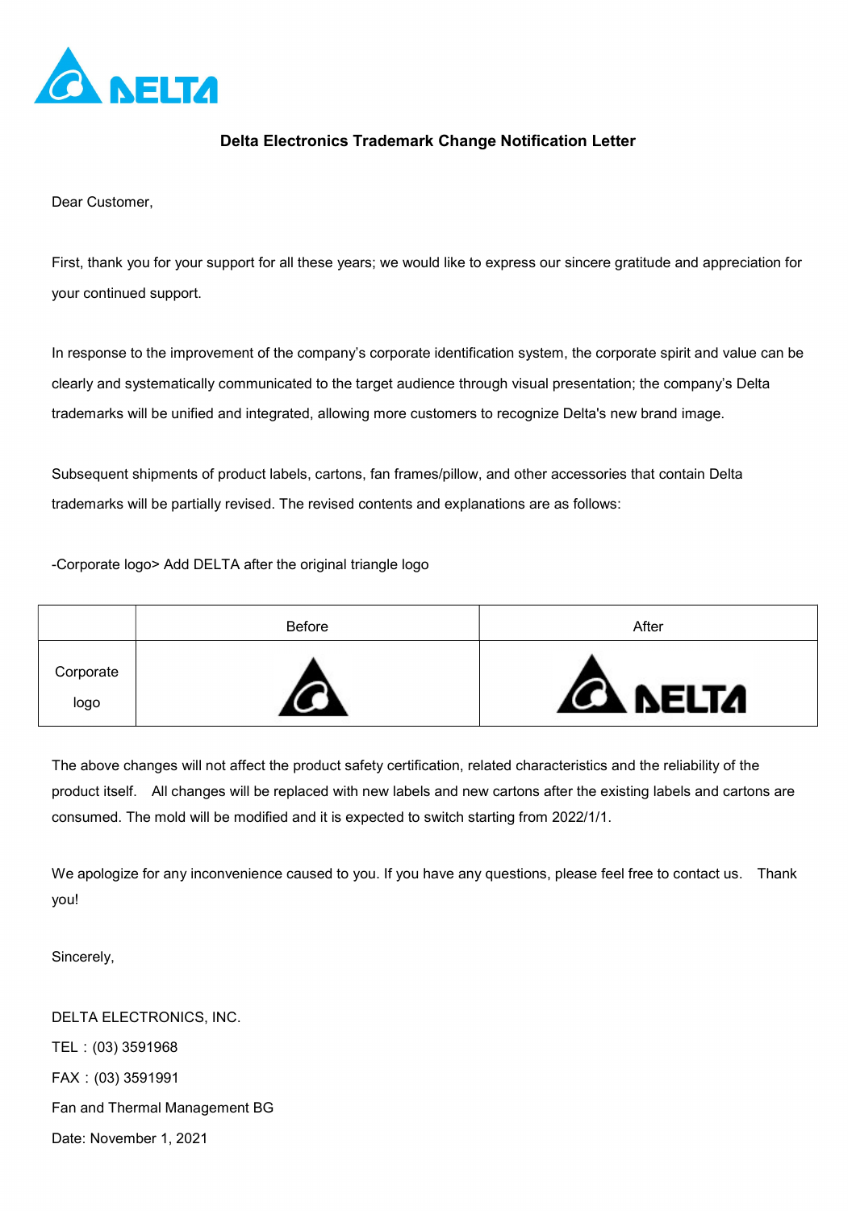# Delta Electronics Trademark Change Notification Letter

Dear Customer,

First, thank you for your support for all these years; we would like to express our sincere gratitude and appreciation for your continued support.

In response to the improvement of the company's corporate identification system, the corporate spirit and value can be clearly and systematically communicated to the target audience through visual presentation; the company's Delta trademarks will be unified and integrated, allowing more customers to recognize Delta's new brand image.

Subsequent shipments of product labels, cartons, fan frames/pillow, and other accessories that contain Delta trademarks will be partially revised. The revised contents and explanations are as follows:

-Corporate logo> Add DELTA after the original triangle logo

| | Before | After |
|---|---|---|
| Corporate logo | | |

The above changes will not affect the product safety certification, related characteristics and the reliability of the product itself. All changes will be replaced with new labels and new cartons after the existing labels and cartons are consumed. The mold will be modified and it is expected to switch starting from 2022/1/1.

We apologize for any inconvenience caused to you. If you have any questions, please feel free to contact us. Thank you!

Sincerely,

DELTA ELECTRONICS, INC.
TEL：(03) 3591968
FAX：(03) 3591991
Fan and Thermal Management BG
Date: November 1, 2021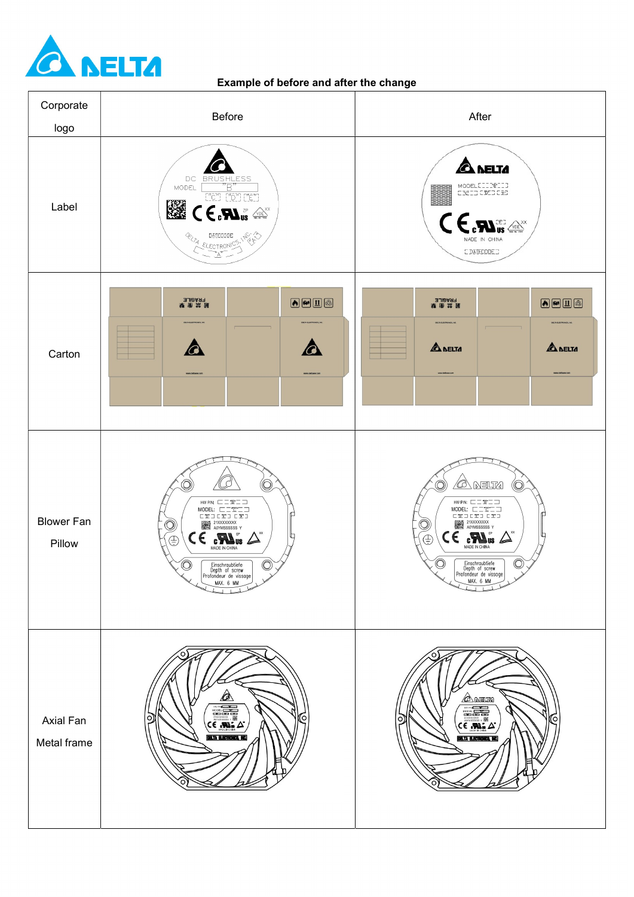Example of before and after the change

| Corporate logo | Before | After |
|---|---|---|
| Label | | |
| Carton | | |
| Blower Fan Pillow | | |
| Axial Fan Metal frame | | |